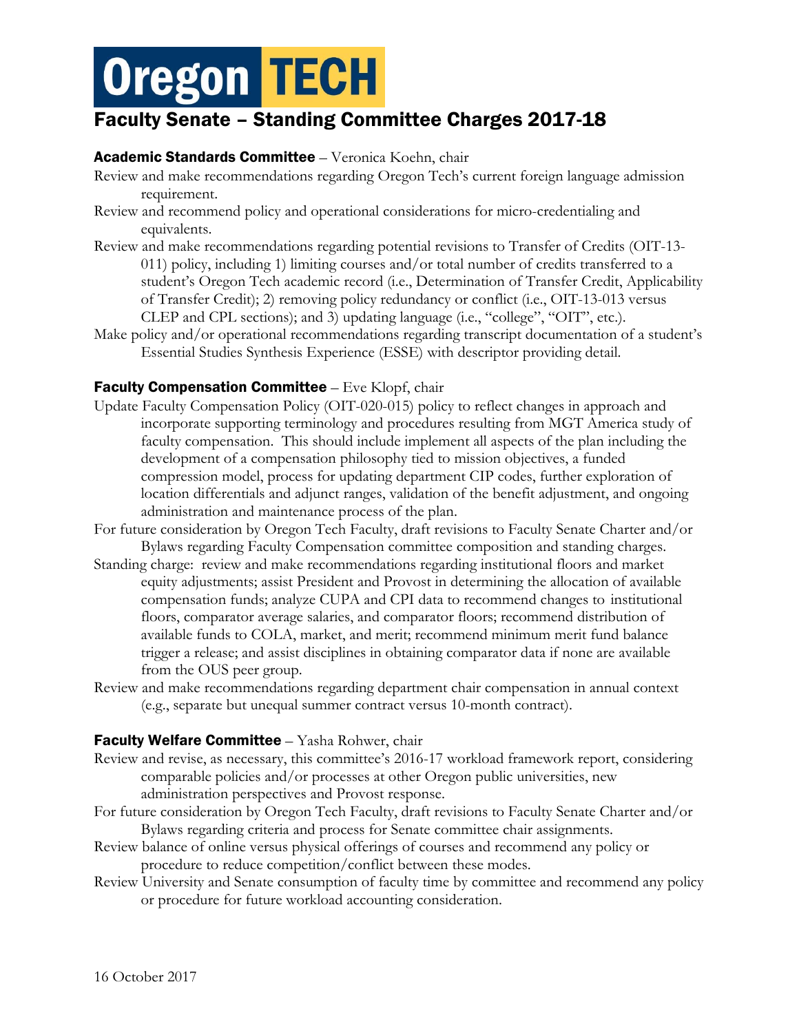# Oregon TECH

## Faculty Senate – Standing Committee Charges 2017-18

**Academic Standards Committee** – Veronica Koehn, chair

Review and make recommendations regarding Oregon Tech's current foreign language admission requirement.

Review and recommend policy and operational considerations for micro-credentialing and equivalents.

Review and make recommendations regarding potential revisions to Transfer of Credits (OIT-13-011) policy, including 1) limiting courses and/or total number of credits transferred to a student's Oregon Tech academic record (i.e., Determination of Transfer Credit, Applicability of Transfer Credit); 2) removing policy redundancy or conflict (i.e., OIT-13-013 versus CLEP and CPL sections); and 3) updating language (i.e., "college", "OIT", etc.).

Make policy and/or operational recommendations regarding transcript documentation of a student's Essential Studies Synthesis Experience (ESSE) with descriptor providing detail.

**Faculty Compensation Committee** – Eve Klopf, chair

Update Faculty Compensation Policy (OIT-020-015) policy to reflect changes in approach and incorporate supporting terminology and procedures resulting from MGT America study of faculty compensation. This should include implement all aspects of the plan including the development of a compensation philosophy tied to mission objectives, a funded compression model, process for updating department CIP codes, further exploration of location differentials and adjunct ranges, validation of the benefit adjustment, and ongoing administration and maintenance process of the plan.

For future consideration by Oregon Tech Faculty, draft revisions to Faculty Senate Charter and/or Bylaws regarding Faculty Compensation committee composition and standing charges.

Standing charge: review and make recommendations regarding institutional floors and market equity adjustments; assist President and Provost in determining the allocation of available compensation funds; analyze CUPA and CPI data to recommend changes to institutional floors, comparator average salaries, and comparator floors; recommend distribution of available funds to COLA, market, and merit; recommend minimum merit fund balance trigger a release; and assist disciplines in obtaining comparator data if none are available from the OUS peer group.

Review and make recommendations regarding department chair compensation in annual context (e.g., separate but unequal summer contract versus 10-month contract).

**Faculty Welfare Committee** – Yasha Rohwer, chair

Review and revise, as necessary, this committee's 2016-17 workload framework report, considering comparable policies and/or processes at other Oregon public universities, new administration perspectives and Provost response.

For future consideration by Oregon Tech Faculty, draft revisions to Faculty Senate Charter and/or Bylaws regarding criteria and process for Senate committee chair assignments.

Review balance of online versus physical offerings of courses and recommend any policy or procedure to reduce competition/conflict between these modes.

Review University and Senate consumption of faculty time by committee and recommend any policy or procedure for future workload accounting consideration.

16 October 2017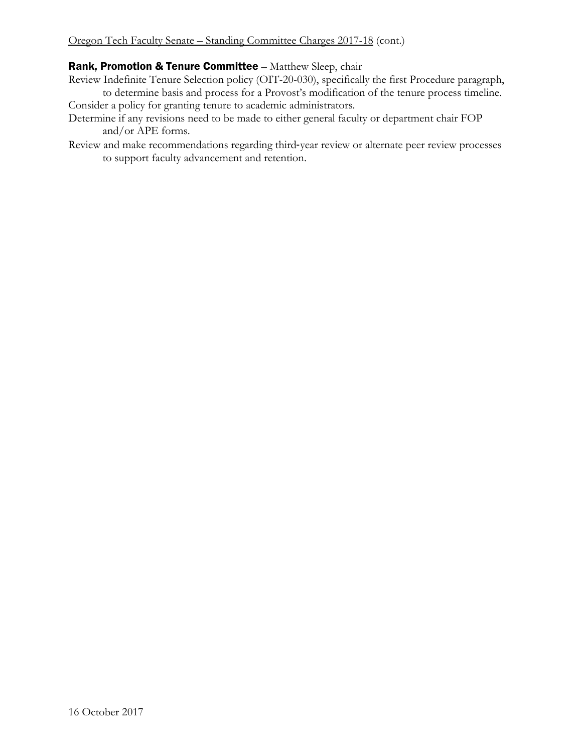**Rank, Promotion & Tenure Committee** – Matthew Sleep, chair

Review Indefinite Tenure Selection policy (OIT-20-030), specifically the first Procedure paragraph, to determine basis and process for a Provost's modification of the tenure process timeline.

Consider a policy for granting tenure to academic administrators.

Determine if any revisions need to be made to either general faculty or department chair FOP and/or APE forms.

Review and make recommendations regarding third-year review or alternate peer review processes to support faculty advancement and retention.